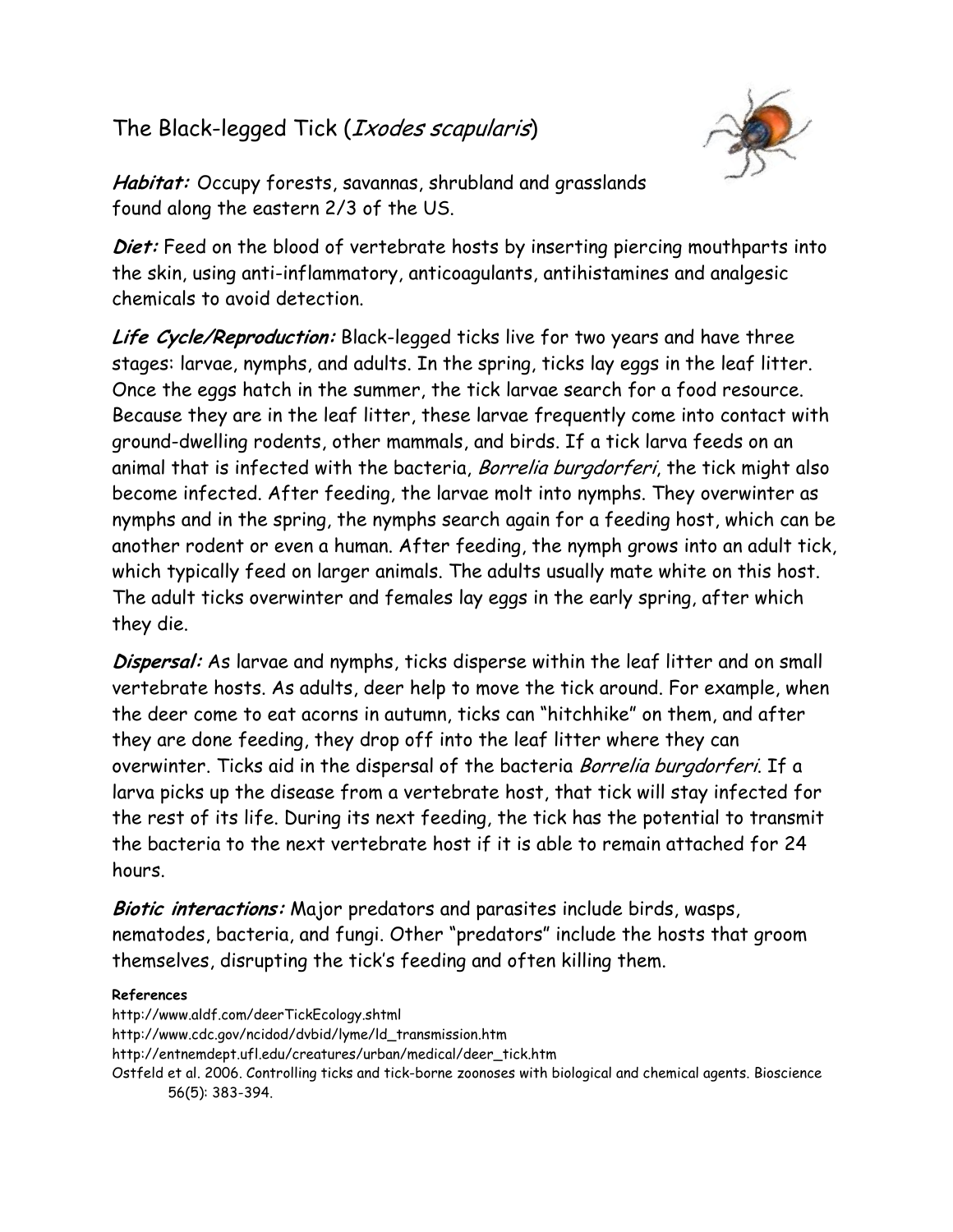# The Black-legged Tick (*Ixodes scapularis*)

***Habitat:*** Occupy forests, savannas, shrubland and grasslands found along the eastern 2/3 of the US.

***Diet:*** Feed on the blood of vertebrate hosts by inserting piercing mouthparts into the skin, using anti-inflammatory, anticoagulants, antihistamines and analgesic chemicals to avoid detection.

***Life Cycle/Reproduction:*** Black-legged ticks live for two years and have three stages: larvae, nymphs, and adults. In the spring, ticks lay eggs in the leaf litter. Once the eggs hatch in the summer, the tick larvae search for a food resource. Because they are in the leaf litter, these larvae frequently come into contact with ground-dwelling rodents, other mammals, and birds. If a tick larva feeds on an animal that is infected with the bacteria, *Borrelia burgdorferi*, the tick might also become infected. After feeding, the larvae molt into nymphs. They overwinter as nymphs and in the spring, the nymphs search again for a feeding host, which can be another rodent or even a human. After feeding, the nymph grows into an adult tick, which typically feed on larger animals. The adults usually mate white on this host. The adult ticks overwinter and females lay eggs in the early spring, after which they die.

***Dispersal:*** As larvae and nymphs, ticks disperse within the leaf litter and on small vertebrate hosts. As adults, deer help to move the tick around. For example, when the deer come to eat acorns in autumn, ticks can "hitchhike" on them, and after they are done feeding, they drop off into the leaf litter where they can overwinter. Ticks aid in the dispersal of the bacteria *Borrelia burgdorferi*. If a larva picks up the disease from a vertebrate host, that tick will stay infected for the rest of its life. During its next feeding, the tick has the potential to transmit the bacteria to the next vertebrate host if it is able to remain attached for 24 hours.

***Biotic interactions:*** Major predators and parasites include birds, wasps, nematodes, bacteria, and fungi. Other "predators" include the hosts that groom themselves, disrupting the tick's feeding and often killing them.

**References**

http://www.aldf.com/deerTickEcology.shtml

http://www.cdc.gov/ncidod/dvbid/lyme/ld_transmission.htm

http://entnemdept.ufl.edu/creatures/urban/medical/deer_tick.htm

Ostfeld et al. 2006. Controlling ticks and tick-borne zoonoses with biological and chemical agents. Bioscience 56(5): 383-394.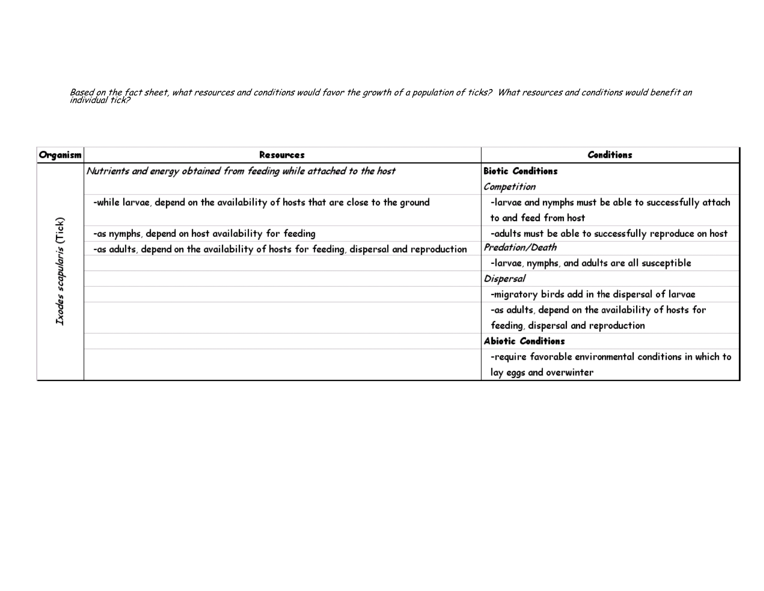*Based on the fact sheet, what resources and conditions would favor the growth of a population of ticks? What resources and conditions would benefit an individual tick?*

| Organism | Resources | Conditions |
|---|---|---|
| *Ixodes scapularis* (Tick) | *Nutrients and energy obtained from feeding while attached to the host* | **Biotic Conditions** |
| | | *Competition* |
| | -while larvae, depend on the availability of hosts that are close to the ground | -larvae and nymphs must be able to successfully attach to and feed from host |
| | -as nymphs, depend on host availability for feeding | -adults must be able to successfully reproduce on host |
| | -as adults, depend on the availability of hosts for feeding, dispersal and reproduction | *Predation/Death* |
| | | -larvae, nymphs, and adults are all susceptible |
| | | *Dispersal* |
| | | -migratory birds add in the dispersal of larvae |
| | | -as adults, depend on the availability of hosts for feeding, dispersal and reproduction |
| | | **Abiotic Conditions** |
| | | -require favorable environmental conditions in which to lay eggs and overwinter |